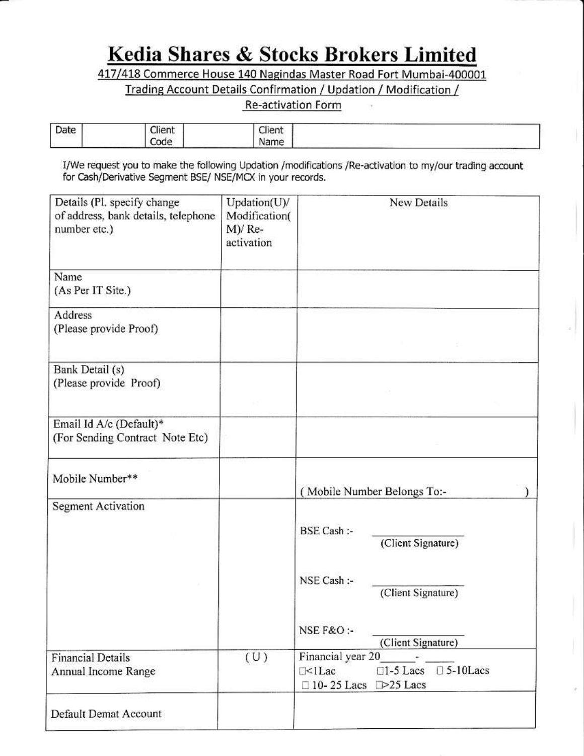# Kedia Shares & Stocks Brokers Limited

417/418 Commerce House 140 Nagindas Master Road Fort Mumbai-400001

Trading Account Details Confirmation / Updation / Modification / Re-activation Form

| Date | | Client Code | | Client Name | |
|---|---|---|---|---|---|

I/We request you to make the following Updation /modifications /Re-activation to my/our trading account for Cash/Derivative Segment BSE/ NSE/MCX in your records.

| Details (Pl. specify change of address, bank details, telephone number etc.) | Updation(U)/ Modification(M)/ Re-activation | New Details |
|---|---|---|
| Name (As Per IT Site.) | | |
| Address (Please provide Proof) | | |
| Bank Detail (s) (Please provide Proof) | | |
| Email Id A/c (Default)* (For Sending Contract Note Etc) | | |
| Mobile Number** | | ( Mobile Number Belongs To:- ) |
| Segment Activation | | BSE Cash :- ________ (Client Signature)<br>NSE Cash :- ________ (Client Signature)<br>NSE F&O :- ________ (Client Signature) |
| Financial Details Annual Income Range | (U) | Financial year 20\_\_\_\_ - \_\_\_\_<br>☐<1Lac ☐1-5 Lacs ☐5-10Lacs<br>☐10-25 Lacs ☐>25 Lacs |
| Default Demat Account | | |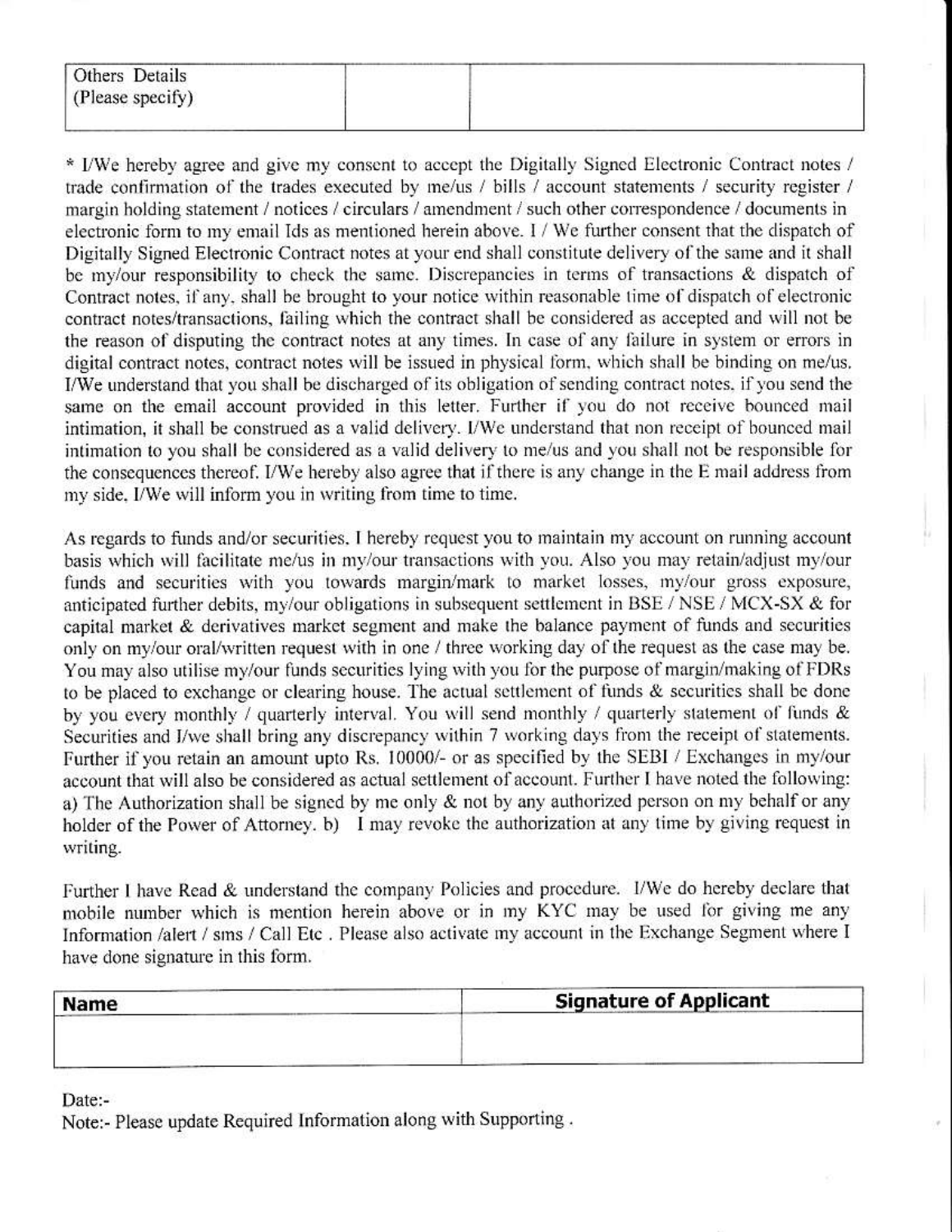| | | |
|---|---|---|
| Others Details (Please specify) | | |

* I/We hereby agree and give my consent to accept the Digitally Signed Electronic Contract notes / trade confirmation of the trades executed by me/us / bills / account statements / security register / margin holding statement / notices / circulars / amendment / such other correspondence / documents in electronic form to my email Ids as mentioned herein above. I / We further consent that the dispatch of Digitally Signed Electronic Contract notes at your end shall constitute delivery of the same and it shall be my/our responsibility to check the same. Discrepancies in terms of transactions & dispatch of Contract notes, if any, shall be brought to your notice within reasonable time of dispatch of electronic contract notes/transactions, failing which the contract shall be considered as accepted and will not be the reason of disputing the contract notes at any times. In case of any failure in system or errors in digital contract notes, contract notes will be issued in physical form, which shall be binding on me/us. I/We understand that you shall be discharged of its obligation of sending contract notes, if you send the same on the email account provided in this letter. Further if you do not receive bounced mail intimation, it shall be construed as a valid delivery. I/We understand that non receipt of bounced mail intimation to you shall be considered as a valid delivery to me/us and you shall not be responsible for the consequences thereof. I/We hereby also agree that if there is any change in the E mail address from my side, I/We will inform you in writing from time to time.

As regards to funds and/or securities, I hereby request you to maintain my account on running account basis which will facilitate me/us in my/our transactions with you. Also you may retain/adjust my/our funds and securities with you towards margin/mark to market losses, my/our gross exposure, anticipated further debits, my/our obligations in subsequent settlement in BSE / NSE / MCX-SX & for capital market & derivatives market segment and make the balance payment of funds and securities only on my/our oral/written request with in one / three working day of the request as the case may be. You may also utilise my/our funds securities lying with you for the purpose of margin/making of FDRs to be placed to exchange or clearing house. The actual settlement of funds & securities shall be done by you every monthly / quarterly interval. You will send monthly / quarterly statement of funds & Securities and I/we shall bring any discrepancy within 7 working days from the receipt of statements. Further if you retain an amount upto Rs. 10000/- or as specified by the SEBI / Exchanges in my/our account that will also be considered as actual settlement of account. Further I have noted the following: a) The Authorization shall be signed by me only & not by any authorized person on my behalf or any holder of the Power of Attorney. b) I may revoke the authorization at any time by giving request in writing.

Further I have Read & understand the company Policies and procedure. I/We do hereby declare that mobile number which is mention herein above or in my KYC may be used for giving me any Information /alert / sms / Call Etc . Please also activate my account in the Exchange Segment where I have done signature in this form.

| **Name** | **Signature of Applicant** |
|---|---|
| | |

Date:-

Note:- Please update Required Information along with Supporting .